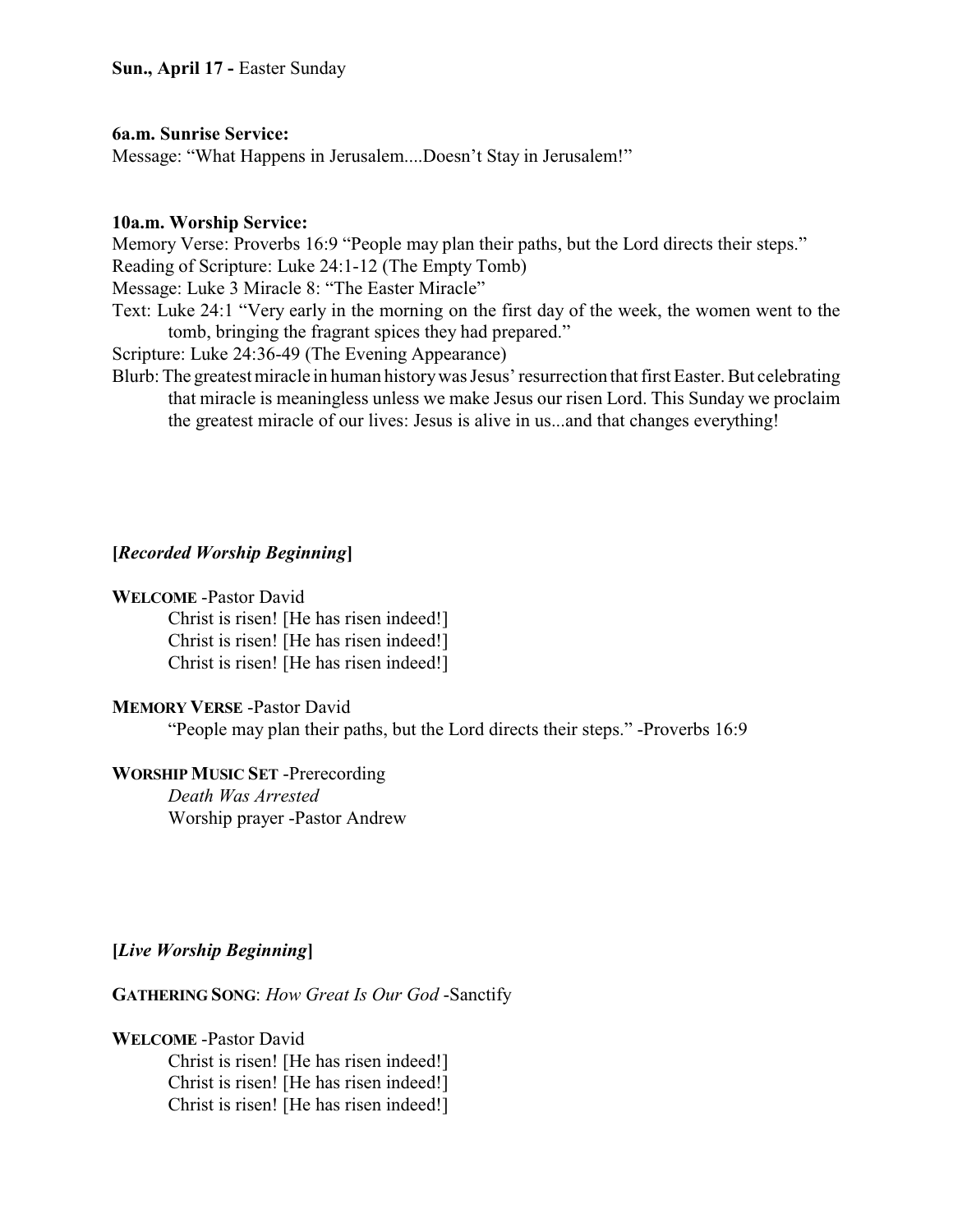**Sun., April 17 -** Easter Sunday

**6a.m. Sunrise Service:**
Message: "What Happens in Jerusalem....Doesn't Stay in Jerusalem!"

**10a.m. Worship Service:**
Memory Verse: Proverbs 16:9 "People may plan their paths, but the Lord directs their steps."
Reading of Scripture: Luke 24:1-12 (The Empty Tomb)
Message: Luke 3 Miracle 8: "The Easter Miracle"
Text: Luke 24:1 "Very early in the morning on the first day of the week, the women went to the tomb, bringing the fragrant spices they had prepared."
Scripture: Luke 24:36-49 (The Evening Appearance)
Blurb: The greatest miracle in human history was Jesus' resurrection that first Easter. But celebrating that miracle is meaningless unless we make Jesus our risen Lord. This Sunday we proclaim the greatest miracle of our lives: Jesus is alive in us...and that changes everything!

**[*Recorded Worship Beginning*]**

**WELCOME** -Pastor David

Christ is risen! [He has risen indeed!]
Christ is risen! [He has risen indeed!]
Christ is risen! [He has risen indeed!]

**MEMORY VERSE** -Pastor David

"People may plan their paths, but the Lord directs their steps." -Proverbs 16:9

**WORSHIP MUSIC SET** -Prerecording

*Death Was Arrested*
Worship prayer -Pastor Andrew

**[*Live Worship Beginning*]**

**GATHERING SONG**: *How Great Is Our God* -Sanctify

**WELCOME** -Pastor David

Christ is risen! [He has risen indeed!]
Christ is risen! [He has risen indeed!]
Christ is risen! [He has risen indeed!]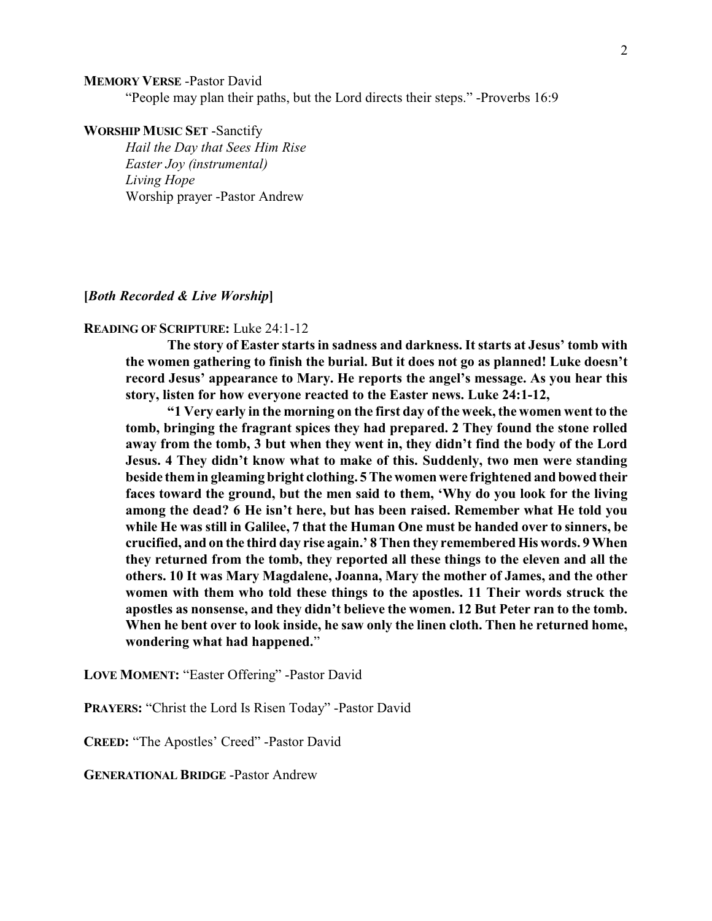**MEMORY VERSE** -Pastor David

"People may plan their paths, but the Lord directs their steps." -Proverbs 16:9

**WORSHIP MUSIC SET** -Sanctify

*Hail the Day that Sees Him Rise*
*Easter Joy (instrumental)*
*Living Hope*
Worship prayer -Pastor Andrew

**[*Both Recorded & Live Worship*]**

**READING OF SCRIPTURE:** Luke 24:1-12

**The story of Easter starts in sadness and darkness. It starts at Jesus' tomb with the women gathering to finish the burial. But it does not go as planned! Luke doesn't record Jesus' appearance to Mary. He reports the angel's message. As you hear this story, listen for how everyone reacted to the Easter news. Luke 24:1-12,**

**"1 Very early in the morning on the first day of the week, the women went to the tomb, bringing the fragrant spices they had prepared. 2 They found the stone rolled away from the tomb, 3 but when they went in, they didn't find the body of the Lord Jesus. 4 They didn't know what to make of this. Suddenly, two men were standing beside them in gleaming bright clothing. 5 The women were frightened and bowed their faces toward the ground, but the men said to them, 'Why do you look for the living among the dead? 6 He isn't here, but has been raised. Remember what He told you while He was still in Galilee, 7 that the Human One must be handed over to sinners, be crucified, and on the third day rise again.' 8 Then they remembered His words. 9 When they returned from the tomb, they reported all these things to the eleven and all the others. 10 It was Mary Magdalene, Joanna, Mary the mother of James, and the other women with them who told these things to the apostles. 11 Their words struck the apostles as nonsense, and they didn't believe the women. 12 But Peter ran to the tomb. When he bent over to look inside, he saw only the linen cloth. Then he returned home, wondering what had happened.**"

**LOVE MOMENT:** "Easter Offering" -Pastor David

**PRAYERS:** "Christ the Lord Is Risen Today" -Pastor David

**CREED:** "The Apostles' Creed" -Pastor David

**GENERATIONAL BRIDGE** -Pastor Andrew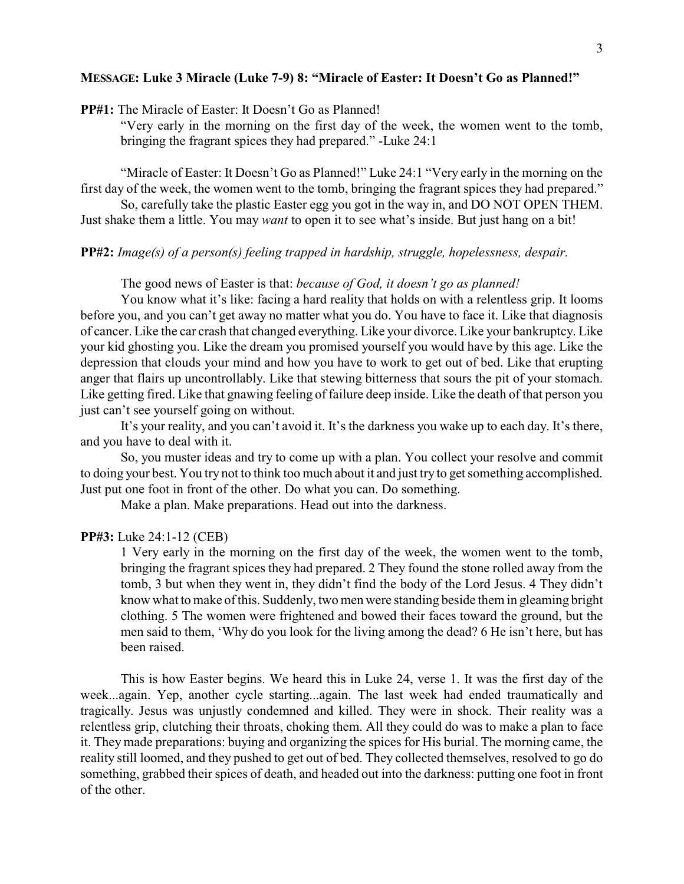**MESSAGE: Luke 3 Miracle (Luke 7-9) 8: "Miracle of Easter: It Doesn't Go as Planned!"**

**PP#1:** The Miracle of Easter: It Doesn't Go as Planned!

> "Very early in the morning on the first day of the week, the women went to the tomb, bringing the fragrant spices they had prepared." -Luke 24:1

"Miracle of Easter: It Doesn't Go as Planned!" Luke 24:1 "Very early in the morning on the first day of the week, the women went to the tomb, bringing the fragrant spices they had prepared."

So, carefully take the plastic Easter egg you got in the way in, and DO NOT OPEN THEM. Just shake them a little. You may *want* to open it to see what's inside. But just hang on a bit!

**PP#2:** *Image(s) of a person(s) feeling trapped in hardship, struggle, hopelessness, despair.*

The good news of Easter is that: *because of God, it doesn't go as planned!*

You know what it's like: facing a hard reality that holds on with a relentless grip. It looms before you, and you can't get away no matter what you do. You have to face it. Like that diagnosis of cancer. Like the car crash that changed everything. Like your divorce. Like your bankruptcy. Like your kid ghosting you. Like the dream you promised yourself you would have by this age. Like the depression that clouds your mind and how you have to work to get out of bed. Like that erupting anger that flairs up uncontrollably. Like that stewing bitterness that sours the pit of your stomach. Like getting fired. Like that gnawing feeling of failure deep inside. Like the death of that person you just can't see yourself going on without.

It's your reality, and you can't avoid it. It's the darkness you wake up to each day. It's there, and you have to deal with it.

So, you muster ideas and try to come up with a plan. You collect your resolve and commit to doing your best. You try not to think too much about it and just try to get something accomplished. Just put one foot in front of the other. Do what you can. Do something.

Make a plan. Make preparations. Head out into the darkness.

**PP#3:** Luke 24:1-12 (CEB)

> 1 Very early in the morning on the first day of the week, the women went to the tomb, bringing the fragrant spices they had prepared. 2 They found the stone rolled away from the tomb, 3 but when they went in, they didn't find the body of the Lord Jesus. 4 They didn't know what to make of this. Suddenly, two men were standing beside them in gleaming bright clothing. 5 The women were frightened and bowed their faces toward the ground, but the men said to them, 'Why do you look for the living among the dead? 6 He isn't here, but has been raised.

This is how Easter begins. We heard this in Luke 24, verse 1. It was the first day of the week...again. Yep, another cycle starting...again. The last week had ended traumatically and tragically. Jesus was unjustly condemned and killed. They were in shock. Their reality was a relentless grip, clutching their throats, choking them. All they could do was to make a plan to face it. They made preparations: buying and organizing the spices for His burial. The morning came, the reality still loomed, and they pushed to get out of bed. They collected themselves, resolved to go do something, grabbed their spices of death, and headed out into the darkness: putting one foot in front of the other.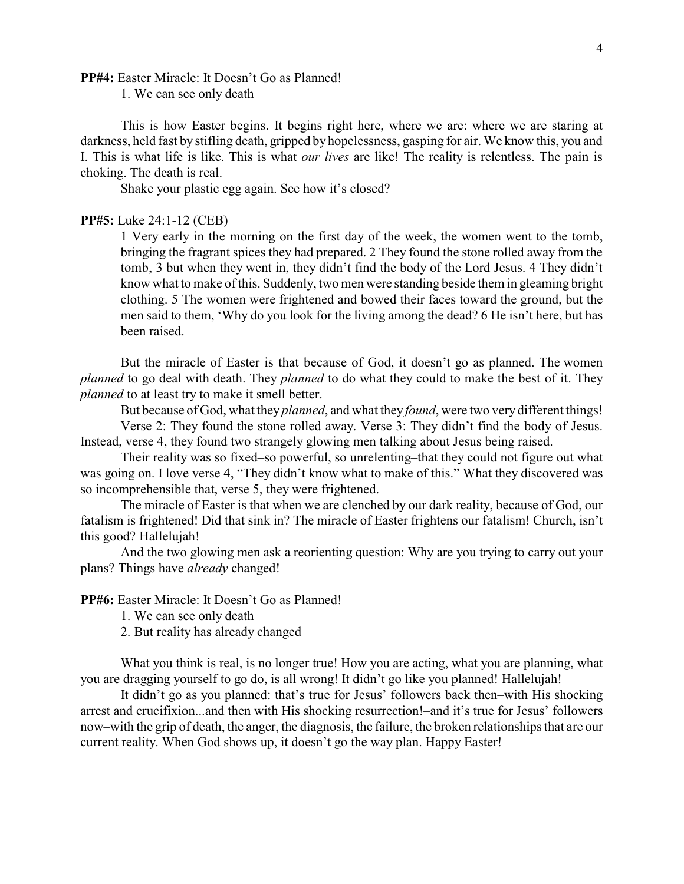**PP#4:** Easter Miracle: It Doesn't Go as Planned!

1. We can see only death

This is how Easter begins. It begins right here, where we are: where we are staring at darkness, held fast by stifling death, gripped by hopelessness, gasping for air. We know this, you and I. This is what life is like. This is what *our lives* are like! The reality is relentless. The pain is choking. The death is real.

Shake your plastic egg again. See how it's closed?

**PP#5:** Luke 24:1-12 (CEB)

> 1 Very early in the morning on the first day of the week, the women went to the tomb, bringing the fragrant spices they had prepared. 2 They found the stone rolled away from the tomb, 3 but when they went in, they didn't find the body of the Lord Jesus. 4 They didn't know what to make of this. Suddenly, two men were standing beside them in gleaming bright clothing. 5 The women were frightened and bowed their faces toward the ground, but the men said to them, 'Why do you look for the living among the dead? 6 He isn't here, but has been raised.

But the miracle of Easter is that because of God, it doesn't go as planned. The women *planned* to go deal with death. They *planned* to do what they could to make the best of it. They *planned* to at least try to make it smell better.

But because of God, what they *planned*, and what they *found*, were two very different things!

Verse 2: They found the stone rolled away. Verse 3: They didn't find the body of Jesus. Instead, verse 4, they found two strangely glowing men talking about Jesus being raised.

Their reality was so fixed–so powerful, so unrelenting–that they could not figure out what was going on. I love verse 4, "They didn't know what to make of this." What they discovered was so incomprehensible that, verse 5, they were frightened.

The miracle of Easter is that when we are clenched by our dark reality, because of God, our fatalism is frightened! Did that sink in? The miracle of Easter frightens our fatalism! Church, isn't this good? Hallelujah!

And the two glowing men ask a reorienting question: Why are you trying to carry out your plans? Things have *already* changed!

**PP#6:** Easter Miracle: It Doesn't Go as Planned!

1. We can see only death
2. But reality has already changed

What you think is real, is no longer true! How you are acting, what you are planning, what you are dragging yourself to go do, is all wrong! It didn't go like you planned! Hallelujah!

It didn't go as you planned: that's true for Jesus' followers back then–with His shocking arrest and crucifixion...and then with His shocking resurrection!–and it's true for Jesus' followers now–with the grip of death, the anger, the diagnosis, the failure, the broken relationships that are our current reality. When God shows up, it doesn't go the way plan. Happy Easter!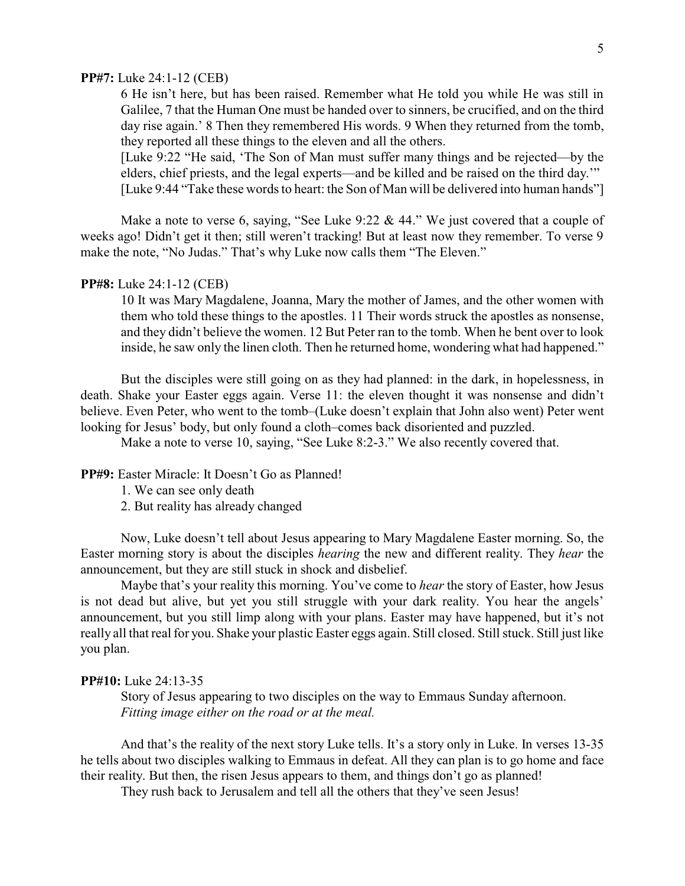**PP#7:** Luke 24:1-12 (CEB)

> 6 He isn't here, but has been raised. Remember what He told you while He was still in Galilee, 7 that the Human One must be handed over to sinners, be crucified, and on the third day rise again.' 8 Then they remembered His words. 9 When they returned from the tomb, they reported all these things to the eleven and all the others.
>
> [Luke 9:22 "He said, 'The Son of Man must suffer many things and be rejected—by the elders, chief priests, and the legal experts—and be killed and be raised on the third day.'"
>
> [Luke 9:44 "Take these words to heart: the Son of Man will be delivered into human hands"]

Make a note to verse 6, saying, "See Luke 9:22 & 44." We just covered that a couple of weeks ago! Didn't get it then; still weren't tracking! But at least now they remember. To verse 9 make the note, "No Judas." That's why Luke now calls them "The Eleven."

**PP#8:** Luke 24:1-12 (CEB)

> 10 It was Mary Magdalene, Joanna, Mary the mother of James, and the other women with them who told these things to the apostles. 11 Their words struck the apostles as nonsense, and they didn't believe the women. 12 But Peter ran to the tomb. When he bent over to look inside, he saw only the linen cloth. Then he returned home, wondering what had happened."

But the disciples were still going on as they had planned: in the dark, in hopelessness, in death. Shake your Easter eggs again. Verse 11: the eleven thought it was nonsense and didn't believe. Even Peter, who went to the tomb–(Luke doesn't explain that John also went) Peter went looking for Jesus' body, but only found a cloth–comes back disoriented and puzzled.

Make a note to verse 10, saying, "See Luke 8:2-3." We also recently covered that.

**PP#9:** Easter Miracle: It Doesn't Go as Planned!

1. We can see only death
2. But reality has already changed

Now, Luke doesn't tell about Jesus appearing to Mary Magdalene Easter morning. So, the Easter morning story is about the disciples *hearing* the new and different reality. They *hear* the announcement, but they are still stuck in shock and disbelief.

Maybe that's your reality this morning. You've come to *hear* the story of Easter, how Jesus is not dead but alive, but yet you still struggle with your dark reality. You hear the angels' announcement, but you still limp along with your plans. Easter may have happened, but it's not really all that real for you. Shake your plastic Easter eggs again. Still closed. Still stuck. Still just like you plan.

**PP#10:** Luke 24:13-35

> Story of Jesus appearing to two disciples on the way to Emmaus Sunday afternoon.
> *Fitting image either on the road or at the meal.*

And that's the reality of the next story Luke tells. It's a story only in Luke. In verses 13-35 he tells about two disciples walking to Emmaus in defeat. All they can plan is to go home and face their reality. But then, the risen Jesus appears to them, and things don't go as planned!

They rush back to Jerusalem and tell all the others that they've seen Jesus!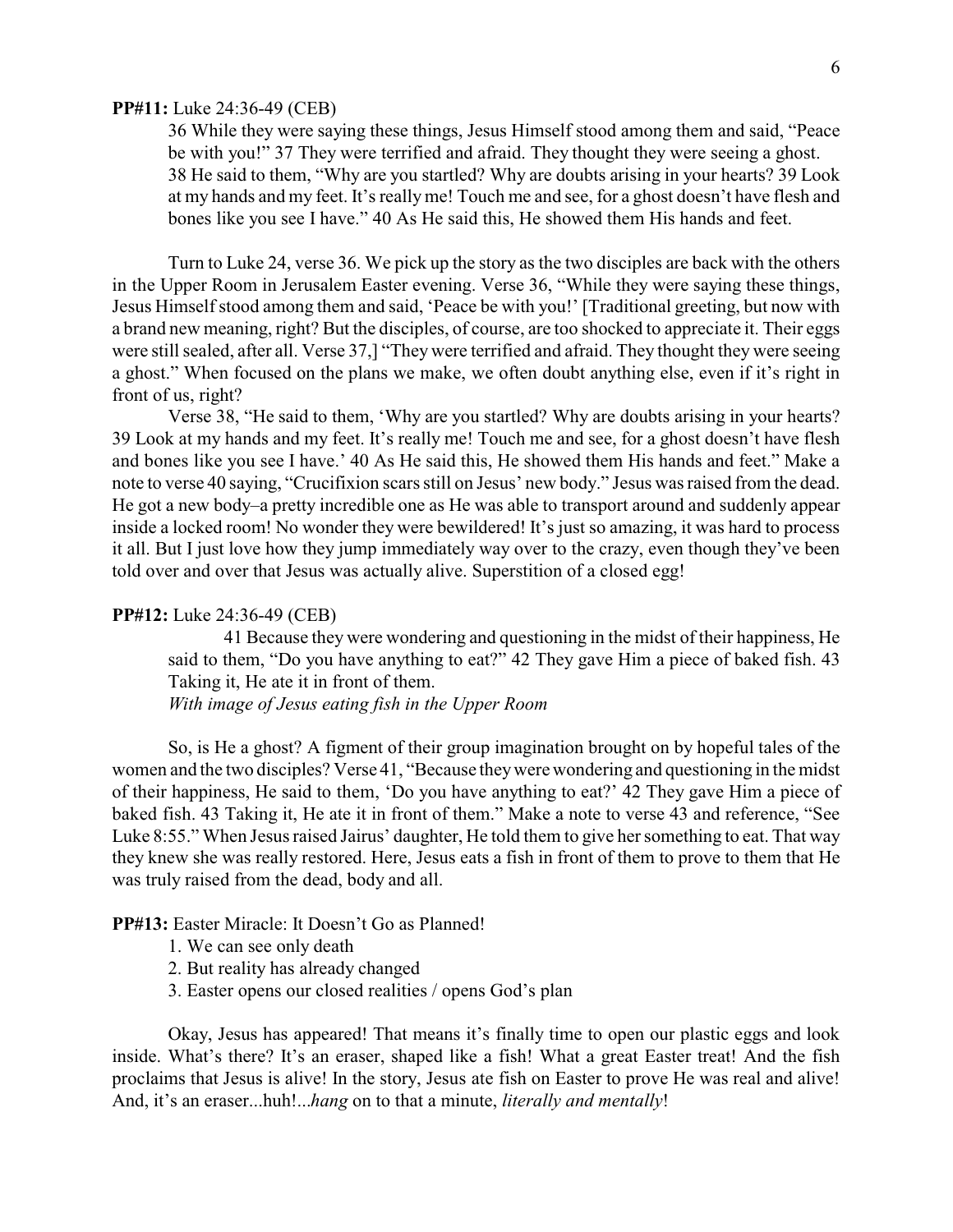**PP#11:** Luke 24:36-49 (CEB)

> 36 While they were saying these things, Jesus Himself stood among them and said, "Peace be with you!" 37 They were terrified and afraid. They thought they were seeing a ghost. 38 He said to them, "Why are you startled? Why are doubts arising in your hearts? 39 Look at my hands and my feet. It's really me! Touch me and see, for a ghost doesn't have flesh and bones like you see I have." 40 As He said this, He showed them His hands and feet.

Turn to Luke 24, verse 36. We pick up the story as the two disciples are back with the others in the Upper Room in Jerusalem Easter evening. Verse 36, "While they were saying these things, Jesus Himself stood among them and said, 'Peace be with you!' [Traditional greeting, but now with a brand new meaning, right? But the disciples, of course, are too shocked to appreciate it. Their eggs were still sealed, after all. Verse 37,] "They were terrified and afraid. They thought they were seeing a ghost." When focused on the plans we make, we often doubt anything else, even if it's right in front of us, right?

Verse 38, "He said to them, 'Why are you startled? Why are doubts arising in your hearts? 39 Look at my hands and my feet. It's really me! Touch me and see, for a ghost doesn't have flesh and bones like you see I have.' 40 As He said this, He showed them His hands and feet." Make a note to verse 40 saying, "Crucifixion scars still on Jesus' new body." Jesus was raised from the dead. He got a new body–a pretty incredible one as He was able to transport around and suddenly appear inside a locked room! No wonder they were bewildered! It's just so amazing, it was hard to process it all. But I just love how they jump immediately way over to the crazy, even though they've been told over and over that Jesus was actually alive. Superstition of a closed egg!

**PP#12:** Luke 24:36-49 (CEB)

> 41 Because they were wondering and questioning in the midst of their happiness, He said to them, "Do you have anything to eat?" 42 They gave Him a piece of baked fish. 43 Taking it, He ate it in front of them.
> *With image of Jesus eating fish in the Upper Room*

So, is He a ghost? A figment of their group imagination brought on by hopeful tales of the women and the two disciples? Verse 41, "Because they were wondering and questioning in the midst of their happiness, He said to them, 'Do you have anything to eat?' 42 They gave Him a piece of baked fish. 43 Taking it, He ate it in front of them." Make a note to verse 43 and reference, "See Luke 8:55." When Jesus raised Jairus' daughter, He told them to give her something to eat. That way they knew she was really restored. Here, Jesus eats a fish in front of them to prove to them that He was truly raised from the dead, body and all.

**PP#13:** Easter Miracle: It Doesn't Go as Planned!

1. We can see only death
2. But reality has already changed
3. Easter opens our closed realities / opens God's plan

Okay, Jesus has appeared! That means it's finally time to open our plastic eggs and look inside. What's there? It's an eraser, shaped like a fish! What a great Easter treat! And the fish proclaims that Jesus is alive! In the story, Jesus ate fish on Easter to prove He was real and alive! And, it's an eraser...huh!...*hang* on to that a minute, *literally and mentally*!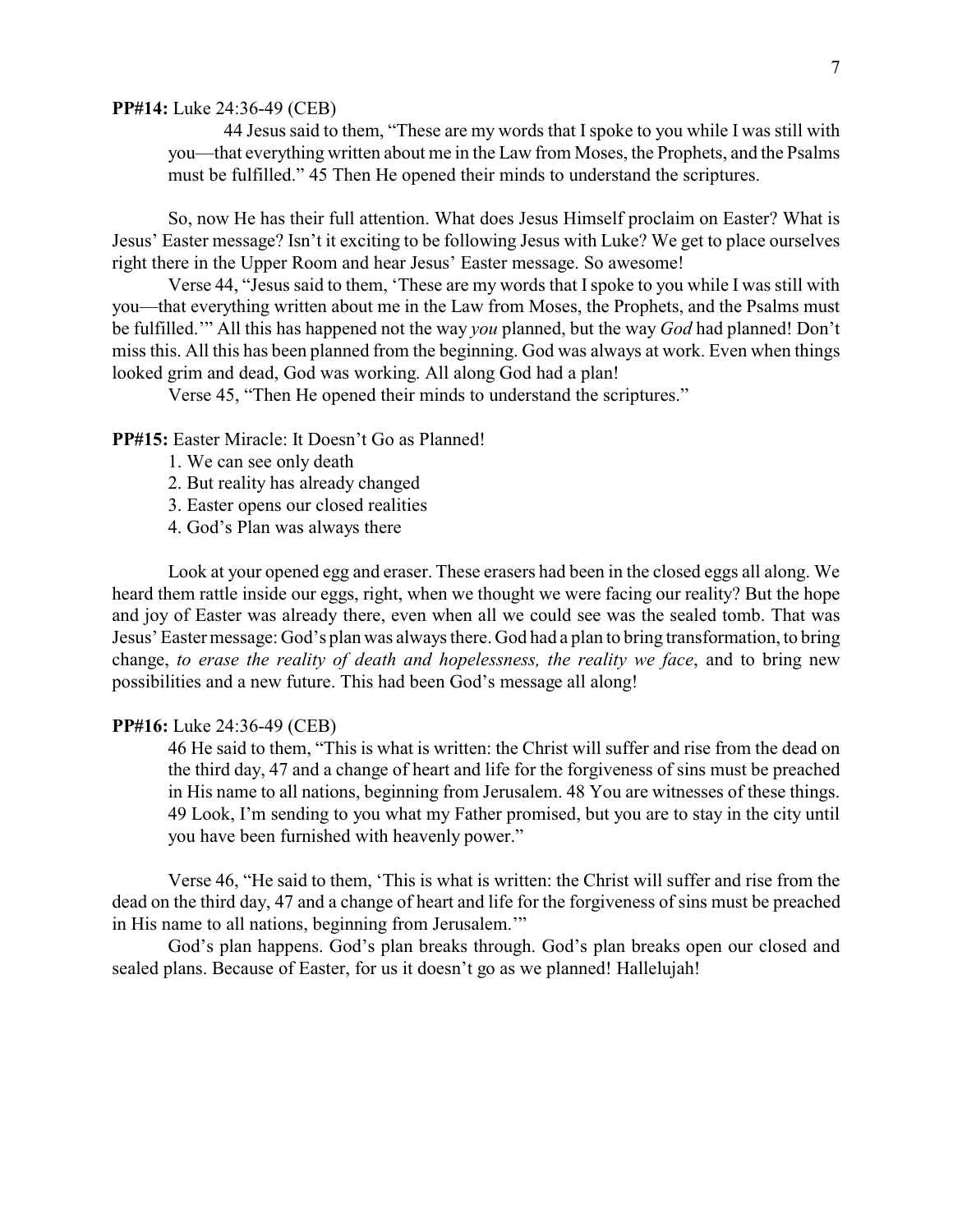**PP#14:** Luke 24:36-49 (CEB)

> 44 Jesus said to them, "These are my words that I spoke to you while I was still with you—that everything written about me in the Law from Moses, the Prophets, and the Psalms must be fulfilled." 45 Then He opened their minds to understand the scriptures.

So, now He has their full attention. What does Jesus Himself proclaim on Easter? What is Jesus' Easter message? Isn't it exciting to be following Jesus with Luke? We get to place ourselves right there in the Upper Room and hear Jesus' Easter message. So awesome!

Verse 44, "Jesus said to them, 'These are my words that I spoke to you while I was still with you—that everything written about me in the Law from Moses, the Prophets, and the Psalms must be fulfilled.'" All this has happened not the way *you* planned, but the way *God* had planned! Don't miss this. All this has been planned from the beginning. God was always at work. Even when things looked grim and dead, God was working. All along God had a plan!

Verse 45, "Then He opened their minds to understand the scriptures."

**PP#15:** Easter Miracle: It Doesn't Go as Planned!

1. We can see only death
2. But reality has already changed
3. Easter opens our closed realities
4. God's Plan was always there

Look at your opened egg and eraser. These erasers had been in the closed eggs all along. We heard them rattle inside our eggs, right, when we thought we were facing our reality? But the hope and joy of Easter was already there, even when all we could see was the sealed tomb. That was Jesus' Easter message: God's plan was always there. God had a plan to bring transformation, to bring change, *to erase the reality of death and hopelessness, the reality we face*, and to bring new possibilities and a new future. This had been God's message all along!

**PP#16:** Luke 24:36-49 (CEB)

> 46 He said to them, "This is what is written: the Christ will suffer and rise from the dead on the third day, 47 and a change of heart and life for the forgiveness of sins must be preached in His name to all nations, beginning from Jerusalem. 48 You are witnesses of these things. 49 Look, I'm sending to you what my Father promised, but you are to stay in the city until you have been furnished with heavenly power."

Verse 46, "He said to them, 'This is what is written: the Christ will suffer and rise from the dead on the third day, 47 and a change of heart and life for the forgiveness of sins must be preached in His name to all nations, beginning from Jerusalem.'"

God's plan happens. God's plan breaks through. God's plan breaks open our closed and sealed plans. Because of Easter, for us it doesn't go as we planned! Hallelujah!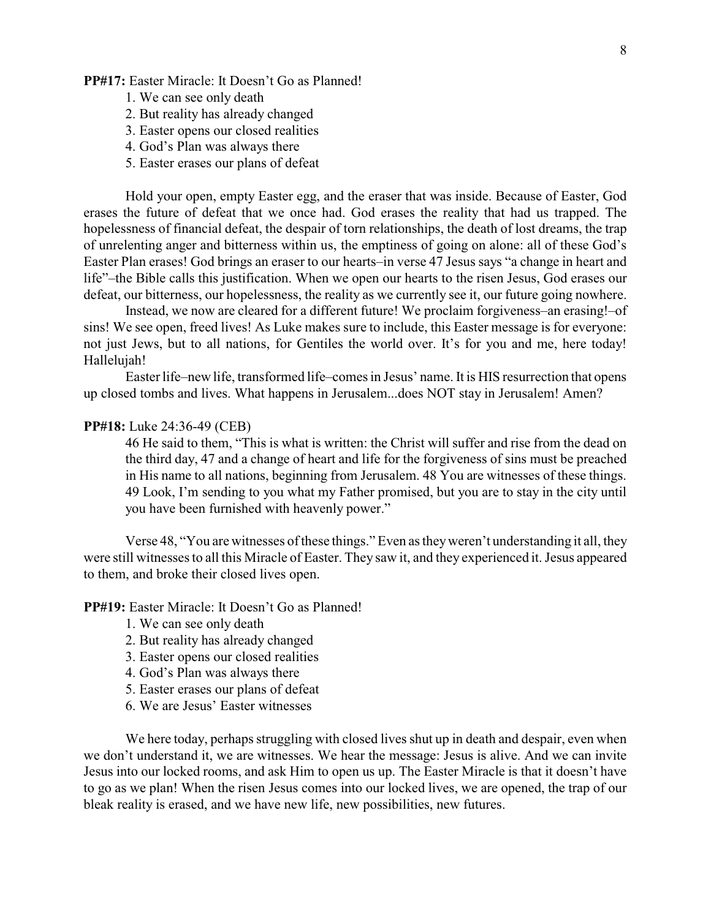**PP#17:** Easter Miracle: It Doesn't Go as Planned!

1. We can see only death
2. But reality has already changed
3. Easter opens our closed realities
4. God's Plan was always there
5. Easter erases our plans of defeat

Hold your open, empty Easter egg, and the eraser that was inside. Because of Easter, God erases the future of defeat that we once had. God erases the reality that had us trapped. The hopelessness of financial defeat, the despair of torn relationships, the death of lost dreams, the trap of unrelenting anger and bitterness within us, the emptiness of going on alone: all of these God's Easter Plan erases! God brings an eraser to our hearts–in verse 47 Jesus says "a change in heart and life"–the Bible calls this justification. When we open our hearts to the risen Jesus, God erases our defeat, our bitterness, our hopelessness, the reality as we currently see it, our future going nowhere.

Instead, we now are cleared for a different future! We proclaim forgiveness–an erasing!–of sins! We see open, freed lives! As Luke makes sure to include, this Easter message is for everyone: not just Jews, but to all nations, for Gentiles the world over. It's for you and me, here today! Hallelujah!

Easter life–new life, transformed life–comes in Jesus' name. It is HIS resurrection that opens up closed tombs and lives. What happens in Jerusalem...does NOT stay in Jerusalem! Amen?

**PP#18:** Luke 24:36-49 (CEB)

> 46 He said to them, "This is what is written: the Christ will suffer and rise from the dead on the third day, 47 and a change of heart and life for the forgiveness of sins must be preached in His name to all nations, beginning from Jerusalem. 48 You are witnesses of these things. 49 Look, I'm sending to you what my Father promised, but you are to stay in the city until you have been furnished with heavenly power."

Verse 48, "You are witnesses of these things." Even as they weren't understanding it all, they were still witnesses to all this Miracle of Easter. They saw it, and they experienced it. Jesus appeared to them, and broke their closed lives open.

**PP#19:** Easter Miracle: It Doesn't Go as Planned!

1. We can see only death
2. But reality has already changed
3. Easter opens our closed realities
4. God's Plan was always there
5. Easter erases our plans of defeat
6. We are Jesus' Easter witnesses

We here today, perhaps struggling with closed lives shut up in death and despair, even when we don't understand it, we are witnesses. We hear the message: Jesus is alive. And we can invite Jesus into our locked rooms, and ask Him to open us up. The Easter Miracle is that it doesn't have to go as we plan! When the risen Jesus comes into our locked lives, we are opened, the trap of our bleak reality is erased, and we have new life, new possibilities, new futures.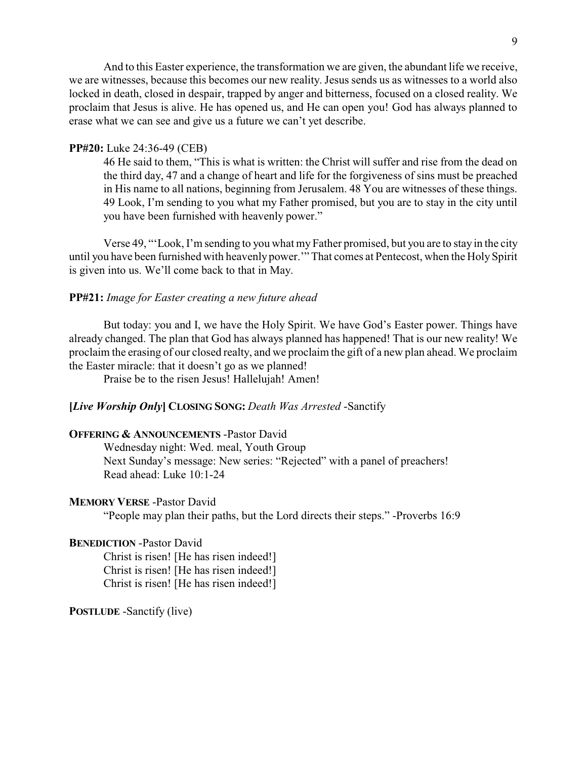And to this Easter experience, the transformation we are given, the abundant life we receive, we are witnesses, because this becomes our new reality. Jesus sends us as witnesses to a world also locked in death, closed in despair, trapped by anger and bitterness, focused on a closed reality. We proclaim that Jesus is alive. He has opened us, and He can open you! God has always planned to erase what we can see and give us a future we can't yet describe.

**PP#20:** Luke 24:36-49 (CEB)

> 46 He said to them, "This is what is written: the Christ will suffer and rise from the dead on the third day, 47 and a change of heart and life for the forgiveness of sins must be preached in His name to all nations, beginning from Jerusalem. 48 You are witnesses of these things. 49 Look, I'm sending to you what my Father promised, but you are to stay in the city until you have been furnished with heavenly power."

Verse 49, "'Look, I'm sending to you what my Father promised, but you are to stay in the city until you have been furnished with heavenly power.'" That comes at Pentecost, when the Holy Spirit is given into us. We'll come back to that in May.

**PP#21:** *Image for Easter creating a new future ahead*

But today: you and I, we have the Holy Spirit. We have God's Easter power. Things have already changed. The plan that God has always planned has happened! That is our new reality! We proclaim the erasing of our closed realty, and we proclaim the gift of a new plan ahead. We proclaim the Easter miracle: that it doesn't go as we planned!

Praise be to the risen Jesus! Hallelujah! Amen!

**[*Live Worship Only*] CLOSING SONG:** *Death Was Arrested* -Sanctify

**OFFERING & ANNOUNCEMENTS** -Pastor David

Wednesday night: Wed. meal, Youth Group
Next Sunday's message: New series: "Rejected" with a panel of preachers!
Read ahead: Luke 10:1-24

**MEMORY VERSE** -Pastor David

"People may plan their paths, but the Lord directs their steps." -Proverbs 16:9

**BENEDICTION** -Pastor David

Christ is risen! [He has risen indeed!]
Christ is risen! [He has risen indeed!]
Christ is risen! [He has risen indeed!]

**POSTLUDE** -Sanctify (live)